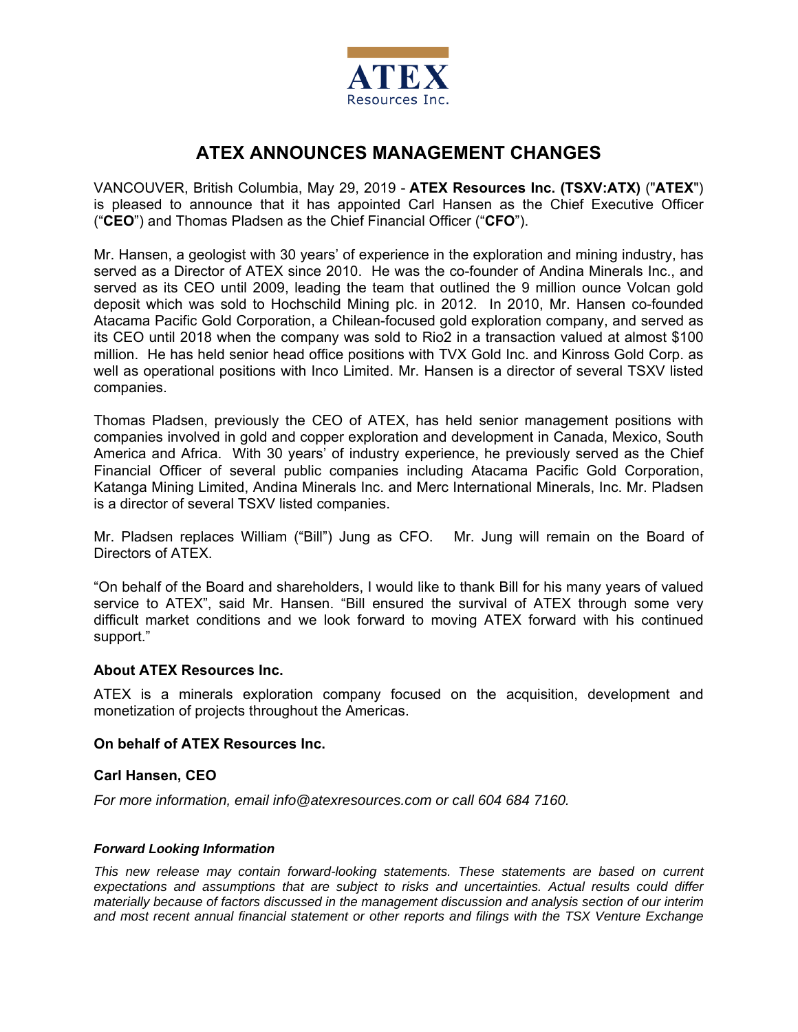ATEX
Resources Inc.

# ATEX ANNOUNCES MANAGEMENT CHANGES

VANCOUVER, British Columbia, May 29, 2019 - **ATEX Resources Inc. (TSXV:ATX)** ("**ATEX**") is pleased to announce that it has appointed Carl Hansen as the Chief Executive Officer ("**CEO**") and Thomas Pladsen as the Chief Financial Officer ("**CFO**").

Mr. Hansen, a geologist with 30 years' of experience in the exploration and mining industry, has served as a Director of ATEX since 2010. He was the co-founder of Andina Minerals Inc., and served as its CEO until 2009, leading the team that outlined the 9 million ounce Volcan gold deposit which was sold to Hochschild Mining plc. in 2012. In 2010, Mr. Hansen co-founded Atacama Pacific Gold Corporation, a Chilean-focused gold exploration company, and served as its CEO until 2018 when the company was sold to Rio2 in a transaction valued at almost $100 million. He has held senior head office positions with TVX Gold Inc. and Kinross Gold Corp. as well as operational positions with Inco Limited. Mr. Hansen is a director of several TSXV listed companies.

Thomas Pladsen, previously the CEO of ATEX, has held senior management positions with companies involved in gold and copper exploration and development in Canada, Mexico, South America and Africa. With 30 years' of industry experience, he previously served as the Chief Financial Officer of several public companies including Atacama Pacific Gold Corporation, Katanga Mining Limited, Andina Minerals Inc. and Merc International Minerals, Inc. Mr. Pladsen is a director of several TSXV listed companies.

Mr. Pladsen replaces William ("Bill") Jung as CFO. Mr. Jung will remain on the Board of Directors of ATEX.

"On behalf of the Board and shareholders, I would like to thank Bill for his many years of valued service to ATEX", said Mr. Hansen. "Bill ensured the survival of ATEX through some very difficult market conditions and we look forward to moving ATEX forward with his continued support."

### About ATEX Resources Inc.

ATEX is a minerals exploration company focused on the acquisition, development and monetization of projects throughout the Americas.

### On behalf of ATEX Resources Inc.

**Carl Hansen, CEO**

*For more information, email info@atexresources.com or call 604 684 7160.*

#### *Forward Looking Information*

*This new release may contain forward-looking statements. These statements are based on current expectations and assumptions that are subject to risks and uncertainties. Actual results could differ materially because of factors discussed in the management discussion and analysis section of our interim and most recent annual financial statement or other reports and filings with the TSX Venture Exchange*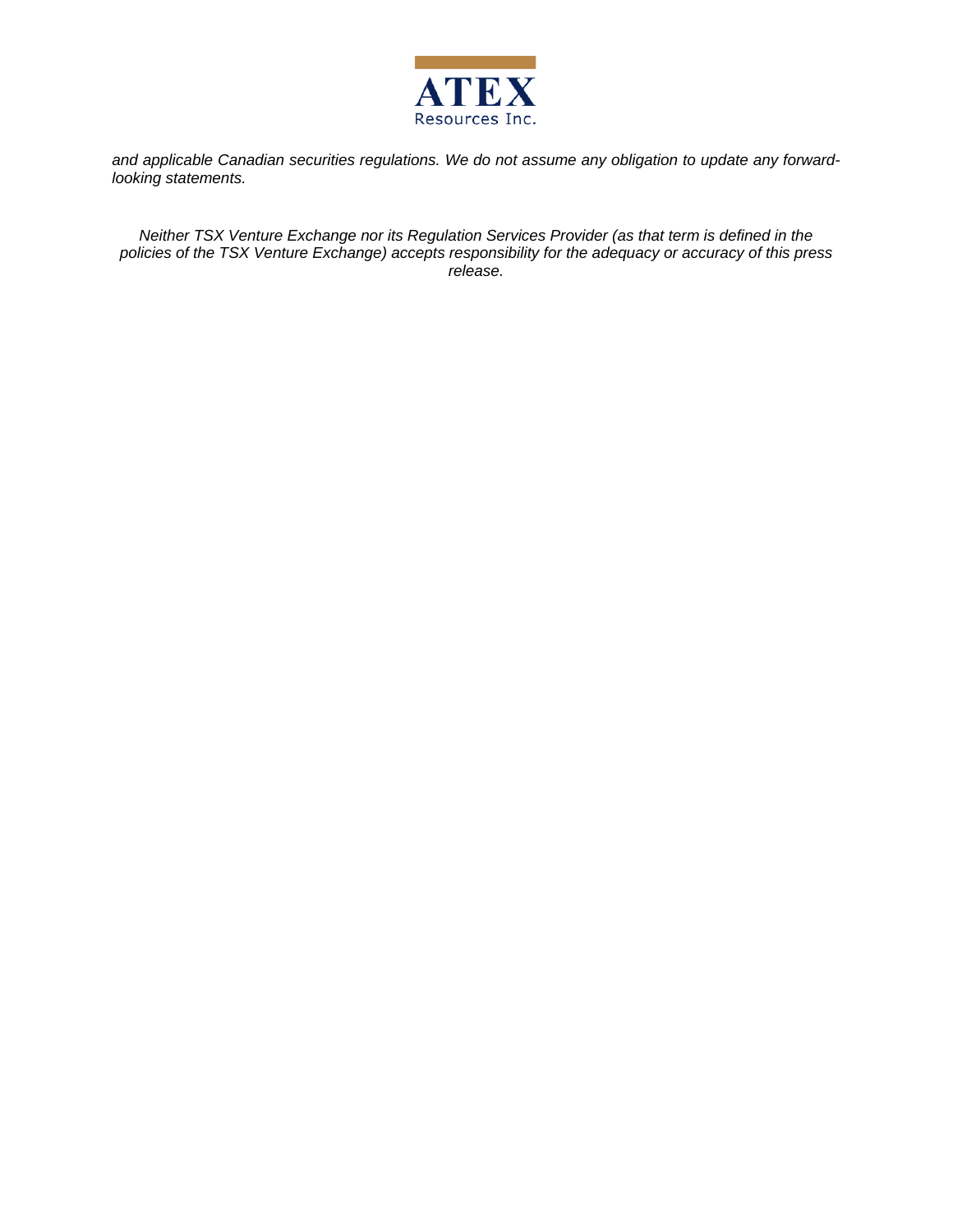*and applicable Canadian securities regulations. We do not assume any obligation to update any forward-looking statements.*

*Neither TSX Venture Exchange nor its Regulation Services Provider (as that term is defined in the policies of the TSX Venture Exchange) accepts responsibility for the adequacy or accuracy of this press release.*